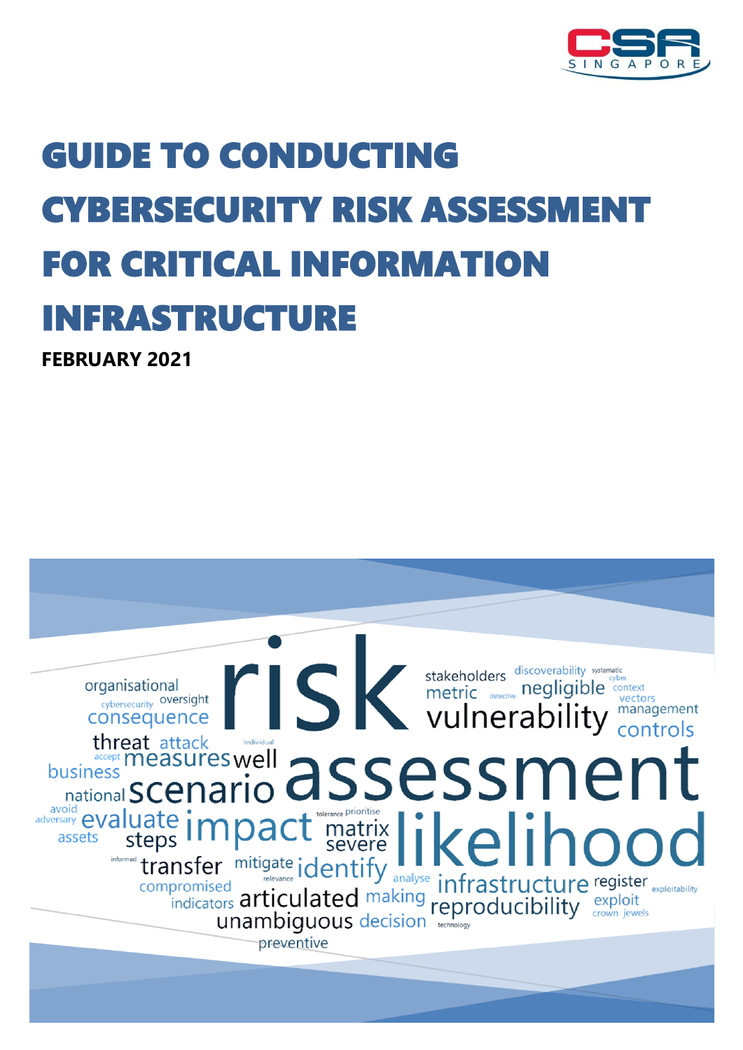# GUIDE TO CONDUCTING CYBERSECURITY RISK ASSESSMENT FOR CRITICAL INFORMATION INFRASTRUCTURE

**FEBRUARY 2021**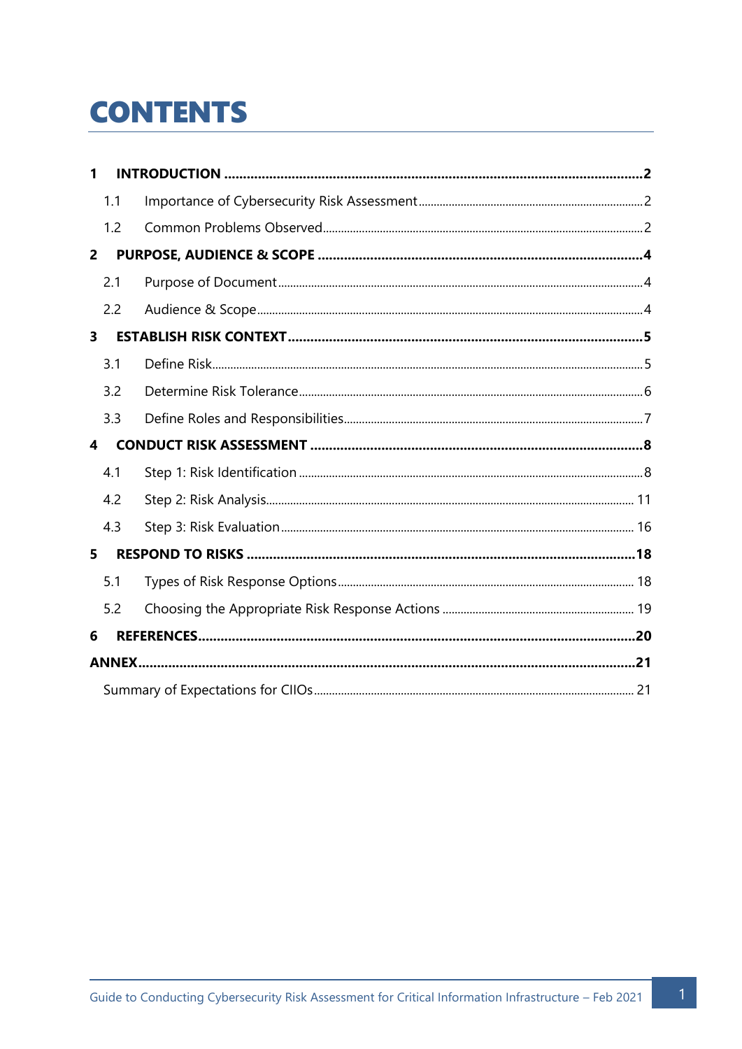# CONTENTS

| | | |
|---|---|---|
| **1** | **INTRODUCTION** | **2** |
| 1.1 | Importance of Cybersecurity Risk Assessment | 2 |
| 1.2 | Common Problems Observed | 2 |
| **2** | **PURPOSE, AUDIENCE & SCOPE** | **4** |
| 2.1 | Purpose of Document | 4 |
| 2.2 | Audience & Scope | 4 |
| **3** | **ESTABLISH RISK CONTEXT** | **5** |
| 3.1 | Define Risk | 5 |
| 3.2 | Determine Risk Tolerance | 6 |
| 3.3 | Define Roles and Responsibilities | 7 |
| **4** | **CONDUCT RISK ASSESSMENT** | **8** |
| 4.1 | Step 1: Risk Identification | 8 |
| 4.2 | Step 2: Risk Analysis | 11 |
| 4.3 | Step 3: Risk Evaluation | 16 |
| **5** | **RESPOND TO RISKS** | **18** |
| 5.1 | Types of Risk Response Options | 18 |
| 5.2 | Choosing the Appropriate Risk Response Actions | 19 |
| **6** | **REFERENCES** | **20** |
| **ANNEX** | | **21** |
| | Summary of Expectations for CIIOs | 21 |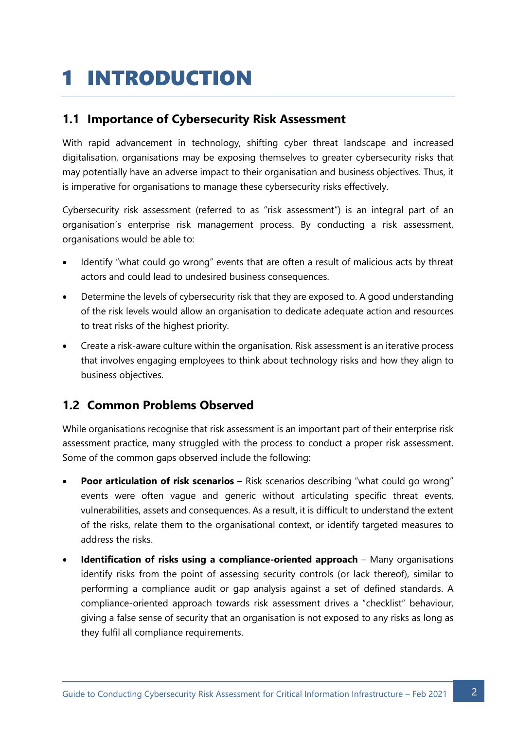# 1 INTRODUCTION

## 1.1 Importance of Cybersecurity Risk Assessment

With rapid advancement in technology, shifting cyber threat landscape and increased digitalisation, organisations may be exposing themselves to greater cybersecurity risks that may potentially have an adverse impact to their organisation and business objectives. Thus, it is imperative for organisations to manage these cybersecurity risks effectively.

Cybersecurity risk assessment (referred to as "risk assessment") is an integral part of an organisation's enterprise risk management process. By conducting a risk assessment, organisations would be able to:

- Identify "what could go wrong" events that are often a result of malicious acts by threat actors and could lead to undesired business consequences.
- Determine the levels of cybersecurity risk that they are exposed to. A good understanding of the risk levels would allow an organisation to dedicate adequate action and resources to treat risks of the highest priority.
- Create a risk-aware culture within the organisation. Risk assessment is an iterative process that involves engaging employees to think about technology risks and how they align to business objectives.

## 1.2 Common Problems Observed

While organisations recognise that risk assessment is an important part of their enterprise risk assessment practice, many struggled with the process to conduct a proper risk assessment. Some of the common gaps observed include the following:

- **Poor articulation of risk scenarios** – Risk scenarios describing "what could go wrong" events were often vague and generic without articulating specific threat events, vulnerabilities, assets and consequences. As a result, it is difficult to understand the extent of the risks, relate them to the organisational context, or identify targeted measures to address the risks.
- **Identification of risks using a compliance-oriented approach** – Many organisations identify risks from the point of assessing security controls (or lack thereof), similar to performing a compliance audit or gap analysis against a set of defined standards. A compliance-oriented approach towards risk assessment drives a "checklist" behaviour, giving a false sense of security that an organisation is not exposed to any risks as long as they fulfil all compliance requirements.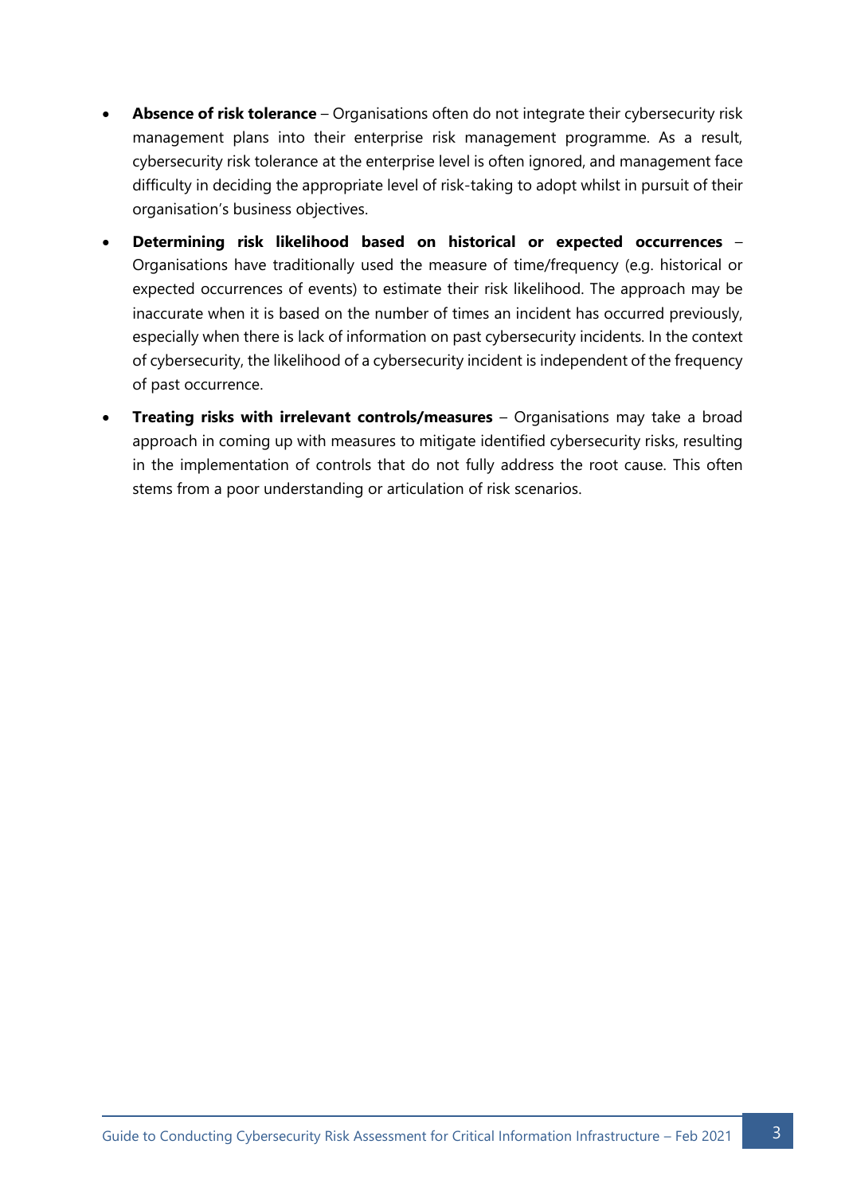- **Absence of risk tolerance** – Organisations often do not integrate their cybersecurity risk management plans into their enterprise risk management programme. As a result, cybersecurity risk tolerance at the enterprise level is often ignored, and management face difficulty in deciding the appropriate level of risk-taking to adopt whilst in pursuit of their organisation's business objectives.
- **Determining risk likelihood based on historical or expected occurrences** – Organisations have traditionally used the measure of time/frequency (e.g. historical or expected occurrences of events) to estimate their risk likelihood. The approach may be inaccurate when it is based on the number of times an incident has occurred previously, especially when there is lack of information on past cybersecurity incidents. In the context of cybersecurity, the likelihood of a cybersecurity incident is independent of the frequency of past occurrence.
- **Treating risks with irrelevant controls/measures** – Organisations may take a broad approach in coming up with measures to mitigate identified cybersecurity risks, resulting in the implementation of controls that do not fully address the root cause. This often stems from a poor understanding or articulation of risk scenarios.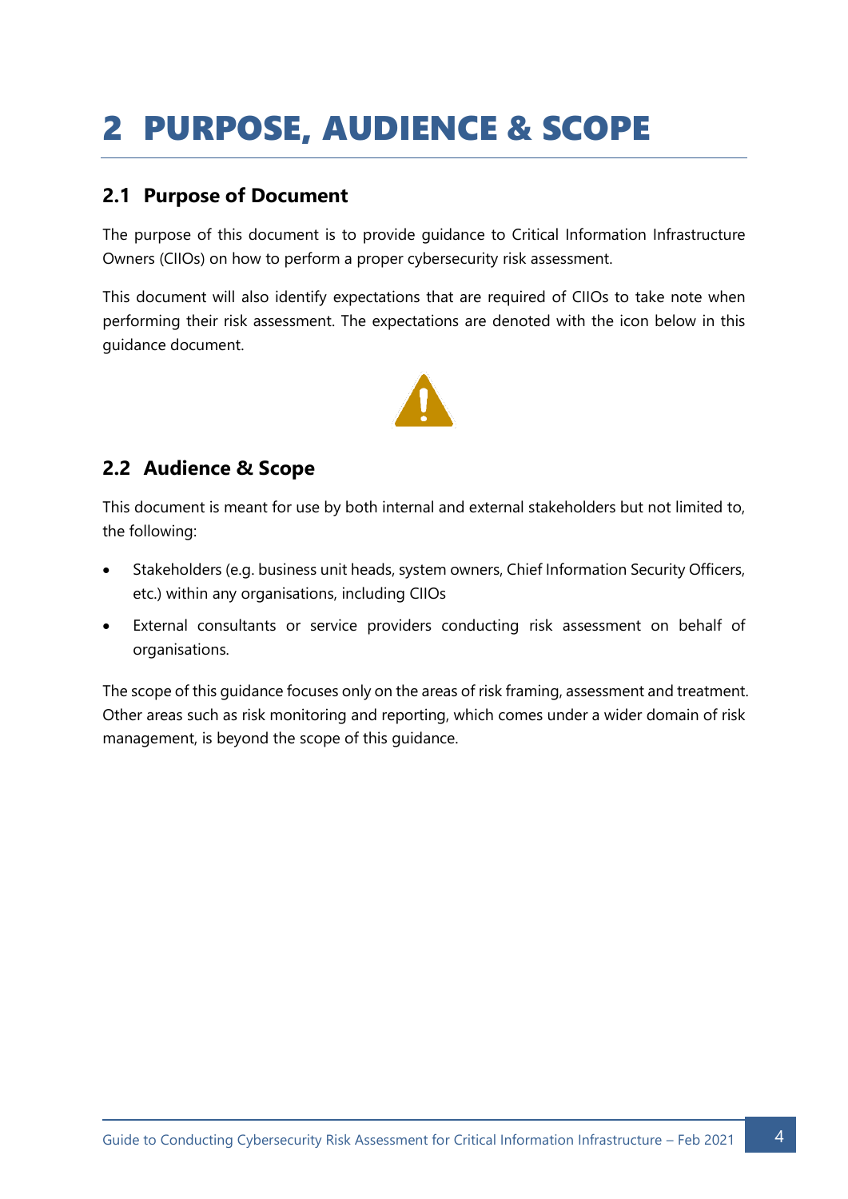# 2 PURPOSE, AUDIENCE & SCOPE

## 2.1 Purpose of Document

The purpose of this document is to provide guidance to Critical Information Infrastructure Owners (CIIOs) on how to perform a proper cybersecurity risk assessment.

This document will also identify expectations that are required of CIIOs to take note when performing their risk assessment. The expectations are denoted with the icon below in this guidance document.

## 2.2 Audience & Scope

This document is meant for use by both internal and external stakeholders but not limited to, the following:

- Stakeholders (e.g. business unit heads, system owners, Chief Information Security Officers, etc.) within any organisations, including CIIOs
- External consultants or service providers conducting risk assessment on behalf of organisations.

The scope of this guidance focuses only on the areas of risk framing, assessment and treatment. Other areas such as risk monitoring and reporting, which comes under a wider domain of risk management, is beyond the scope of this guidance.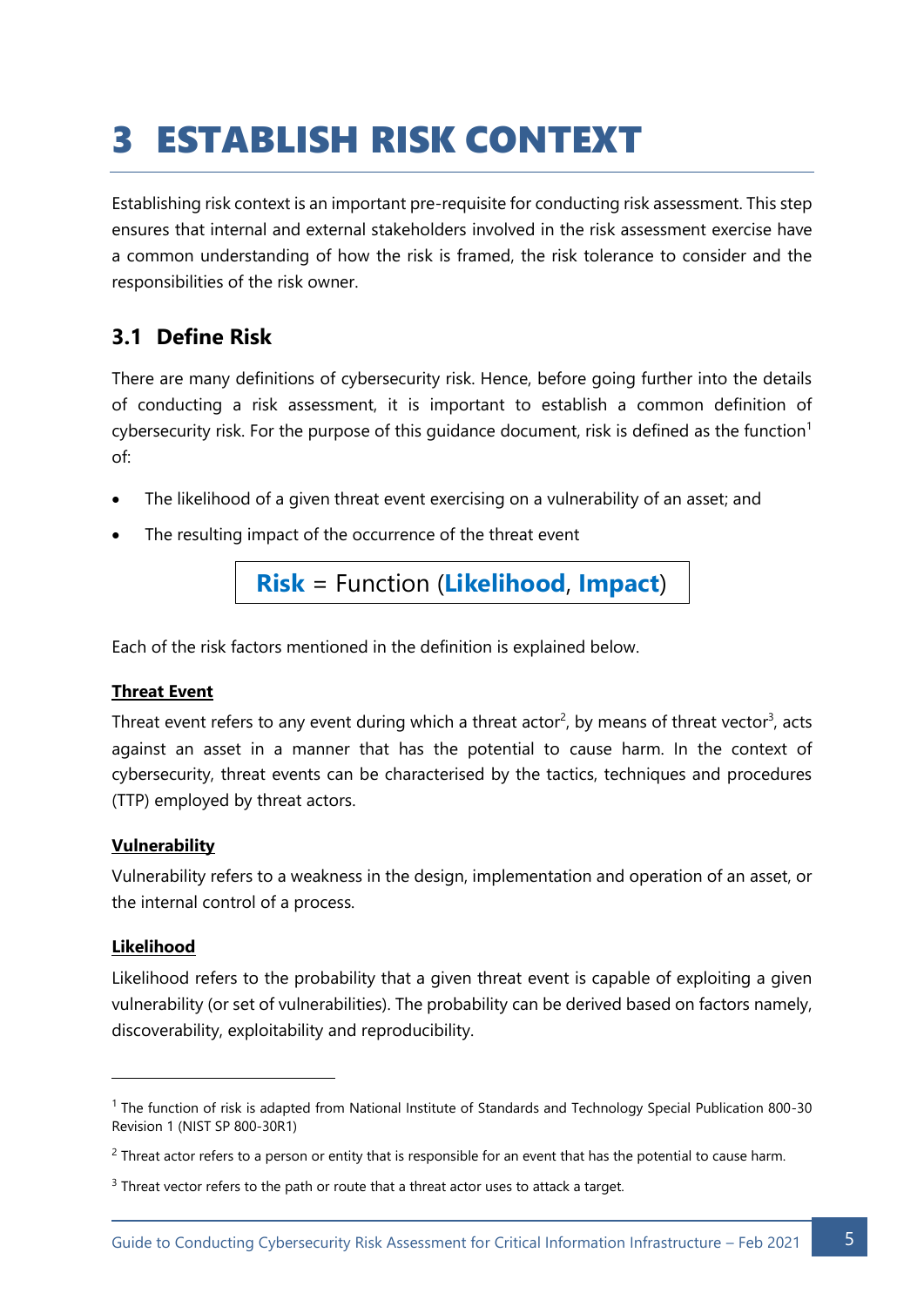# 3 ESTABLISH RISK CONTEXT

Establishing risk context is an important pre-requisite for conducting risk assessment. This step ensures that internal and external stakeholders involved in the risk assessment exercise have a common understanding of how the risk is framed, the risk tolerance to consider and the responsibilities of the risk owner.

## 3.1 Define Risk

There are many definitions of cybersecurity risk. Hence, before going further into the details of conducting a risk assessment, it is important to establish a common definition of cybersecurity risk. For the purpose of this guidance document, risk is defined as the function[1] of:

- The likelihood of a given threat event exercising on a vulnerability of an asset; and
- The resulting impact of the occurrence of the threat event

**Risk** = Function (**Likelihood**, **Impact**)

Each of the risk factors mentioned in the definition is explained below.

**Threat Event**

Threat event refers to any event during which a threat actor[2], by means of threat vector[3], acts against an asset in a manner that has the potential to cause harm. In the context of cybersecurity, threat events can be characterised by the tactics, techniques and procedures (TTP) employed by threat actors.

**Vulnerability**

Vulnerability refers to a weakness in the design, implementation and operation of an asset, or the internal control of a process.

**Likelihood**

Likelihood refers to the probability that a given threat event is capable of exploiting a given vulnerability (or set of vulnerabilities). The probability can be derived based on factors namely, discoverability, exploitability and reproducibility.

---

[1] The function of risk is adapted from National Institute of Standards and Technology Special Publication 800-30 Revision 1 (NIST SP 800-30R1)

[2] Threat actor refers to a person or entity that is responsible for an event that has the potential to cause harm.

[3] Threat vector refers to the path or route that a threat actor uses to attack a target.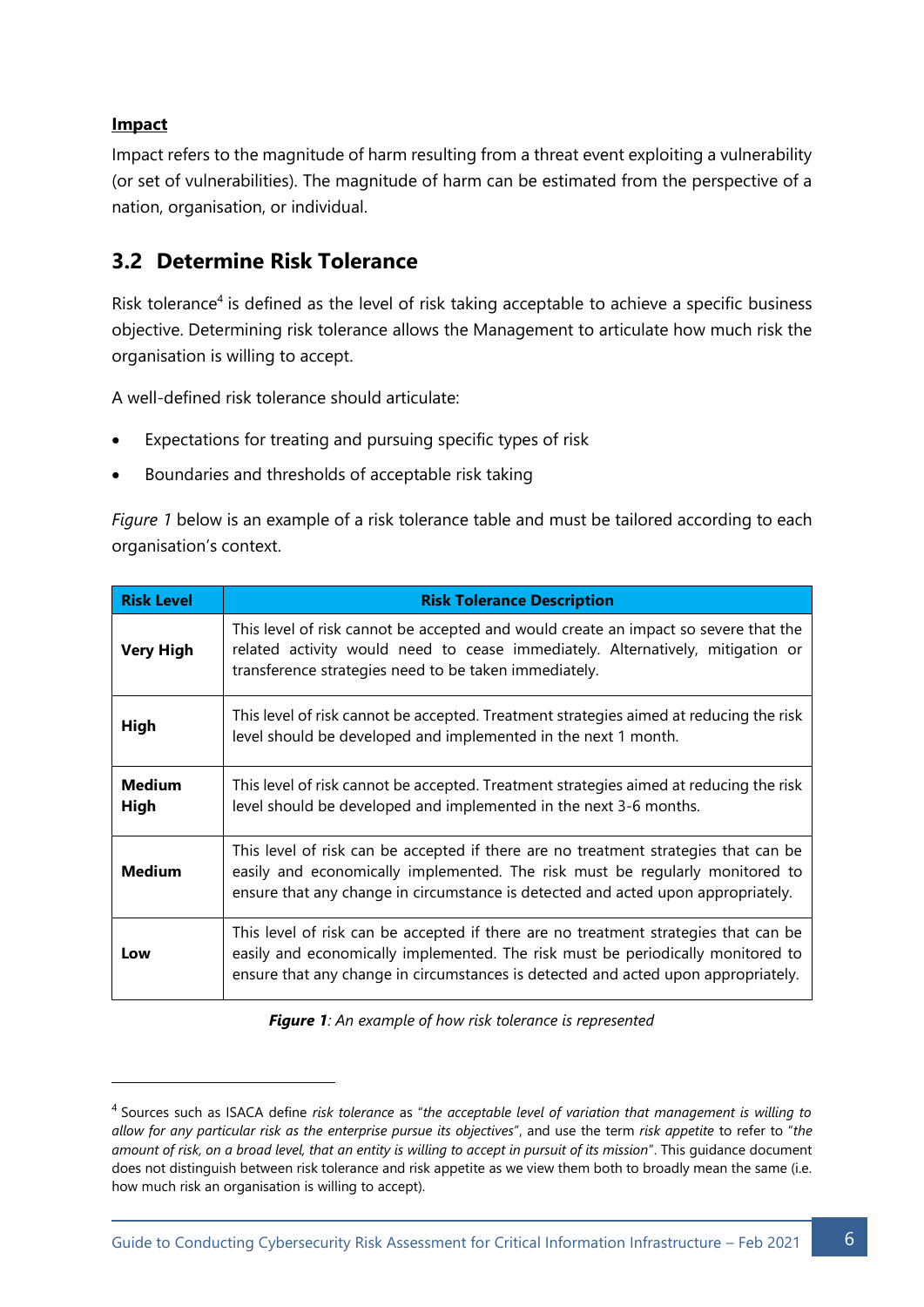**Impact**

Impact refers to the magnitude of harm resulting from a threat event exploiting a vulnerability (or set of vulnerabilities). The magnitude of harm can be estimated from the perspective of a nation, organisation, or individual.

## 3.2 Determine Risk Tolerance

Risk tolerance[4] is defined as the level of risk taking acceptable to achieve a specific business objective. Determining risk tolerance allows the Management to articulate how much risk the organisation is willing to accept.

A well-defined risk tolerance should articulate:

- Expectations for treating and pursuing specific types of risk
- Boundaries and thresholds of acceptable risk taking

*Figure 1* below is an example of a risk tolerance table and must be tailored according to each organisation's context.

| Risk Level | Risk Tolerance Description |
|---|---|
| **Very High** | This level of risk cannot be accepted and would create an impact so severe that the related activity would need to cease immediately. Alternatively, mitigation or transference strategies need to be taken immediately. |
| **High** | This level of risk cannot be accepted. Treatment strategies aimed at reducing the risk level should be developed and implemented in the next 1 month. |
| **Medium High** | This level of risk cannot be accepted. Treatment strategies aimed at reducing the risk level should be developed and implemented in the next 3-6 months. |
| **Medium** | This level of risk can be accepted if there are no treatment strategies that can be easily and economically implemented. The risk must be regularly monitored to ensure that any change in circumstance is detected and acted upon appropriately. |
| **Low** | This level of risk can be accepted if there are no treatment strategies that can be easily and economically implemented. The risk must be periodically monitored to ensure that any change in circumstances is detected and acted upon appropriately. |

***Figure 1****: An example of how risk tolerance is represented*

[4] Sources such as ISACA define *risk tolerance* as "*the acceptable level of variation that management is willing to allow for any particular risk as the enterprise pursue its objectives*", and use the term *risk appetite* to refer to "*the amount of risk, on a broad level, that an entity is willing to accept in pursuit of its mission*". This guidance document does not distinguish between risk tolerance and risk appetite as we view them both to broadly mean the same (i.e. how much risk an organisation is willing to accept).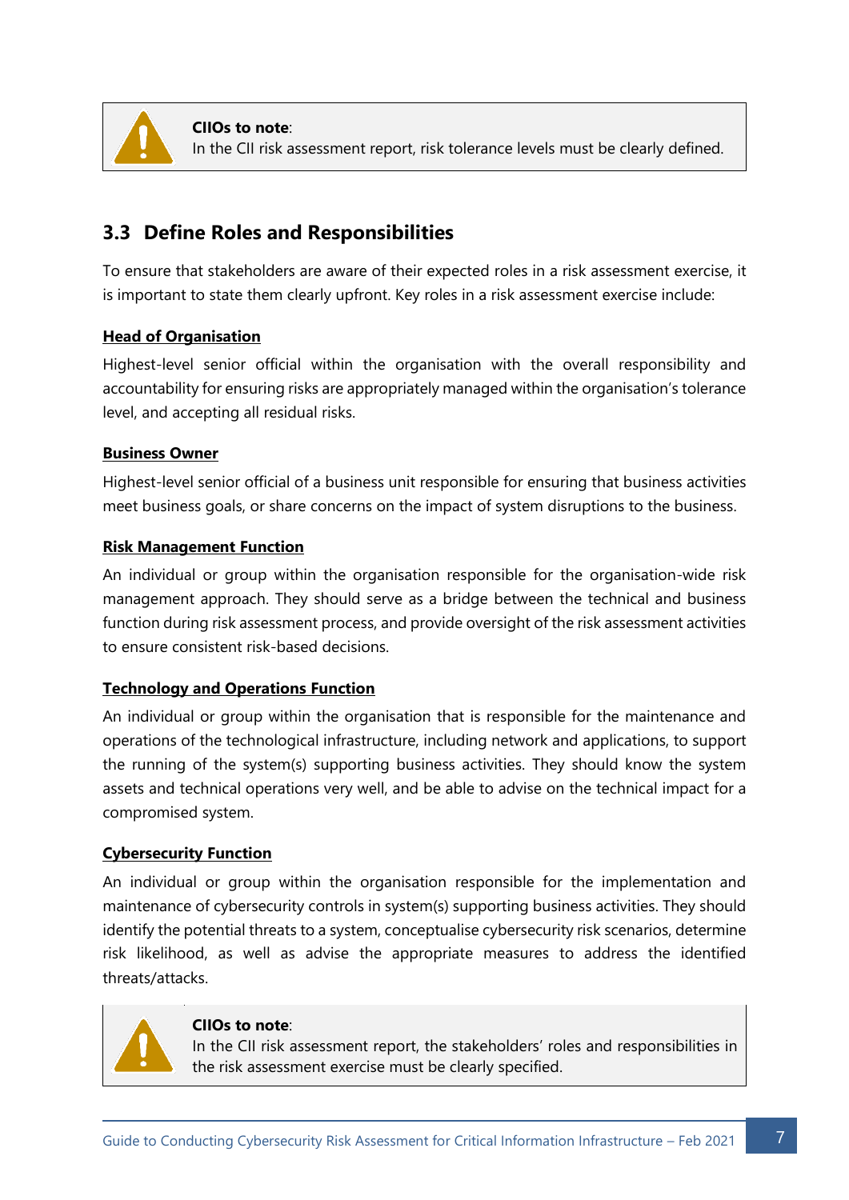> **CIIOs to note**:
> In the CII risk assessment report, risk tolerance levels must be clearly defined.

## 3.3 Define Roles and Responsibilities

To ensure that stakeholders are aware of their expected roles in a risk assessment exercise, it is important to state them clearly upfront. Key roles in a risk assessment exercise include:

**<u>Head of Organisation</u>**

Highest-level senior official within the organisation with the overall responsibility and accountability for ensuring risks are appropriately managed within the organisation's tolerance level, and accepting all residual risks.

**<u>Business Owner</u>**

Highest-level senior official of a business unit responsible for ensuring that business activities meet business goals, or share concerns on the impact of system disruptions to the business.

**<u>Risk Management Function</u>**

An individual or group within the organisation responsible for the organisation-wide risk management approach. They should serve as a bridge between the technical and business function during risk assessment process, and provide oversight of the risk assessment activities to ensure consistent risk-based decisions.

**<u>Technology and Operations Function</u>**

An individual or group within the organisation that is responsible for the maintenance and operations of the technological infrastructure, including network and applications, to support the running of the system(s) supporting business activities. They should know the system assets and technical operations very well, and be able to advise on the technical impact for a compromised system.

**<u>Cybersecurity Function</u>**

An individual or group within the organisation responsible for the implementation and maintenance of cybersecurity controls in system(s) supporting business activities. They should identify the potential threats to a system, conceptualise cybersecurity risk scenarios, determine risk likelihood, as well as advise the appropriate measures to address the identified threats/attacks.

> **CIIOs to note**:
> In the CII risk assessment report, the stakeholders' roles and responsibilities in the risk assessment exercise must be clearly specified.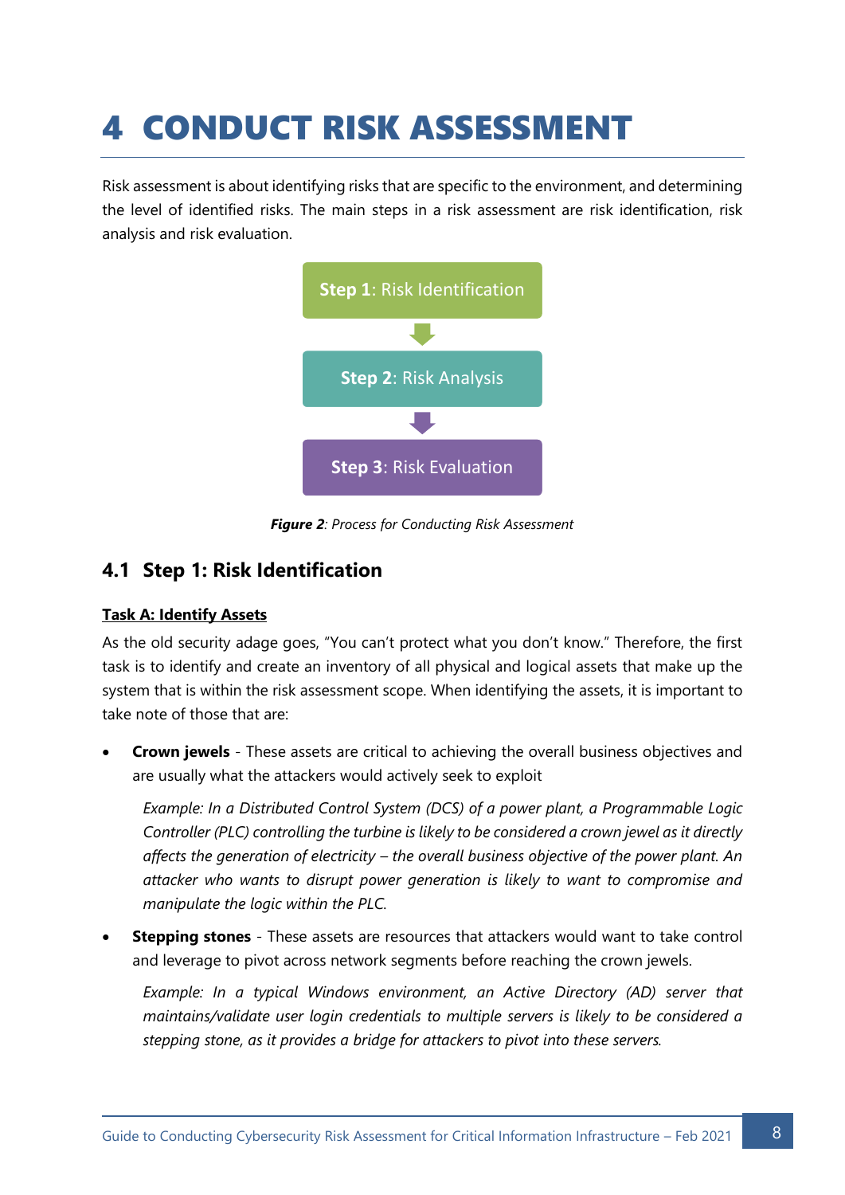# 4 CONDUCT RISK ASSESSMENT

Risk assessment is about identifying risks that are specific to the environment, and determining the level of identified risks. The main steps in a risk assessment are risk identification, risk analysis and risk evaluation.

**Step 1**: Risk Identification

**Step 2**: Risk Analysis

**Step 3**: Risk Evaluation

***Figure 2****: Process for Conducting Risk Assessment*

## 4.1 Step 1: Risk Identification

**Task A: Identify Assets**

As the old security adage goes, "You can't protect what you don't know." Therefore, the first task is to identify and create an inventory of all physical and logical assets that make up the system that is within the risk assessment scope. When identifying the assets, it is important to take note of those that are:

- **Crown jewels** - These assets are critical to achieving the overall business objectives and are usually what the attackers would actively seek to exploit

  *Example: In a Distributed Control System (DCS) of a power plant, a Programmable Logic Controller (PLC) controlling the turbine is likely to be considered a crown jewel as it directly affects the generation of electricity – the overall business objective of the power plant. An attacker who wants to disrupt power generation is likely to want to compromise and manipulate the logic within the PLC.*

- **Stepping stones** - These assets are resources that attackers would want to take control and leverage to pivot across network segments before reaching the crown jewels.

  *Example: In a typical Windows environment, an Active Directory (AD) server that maintains/validate user login credentials to multiple servers is likely to be considered a stepping stone, as it provides a bridge for attackers to pivot into these servers.*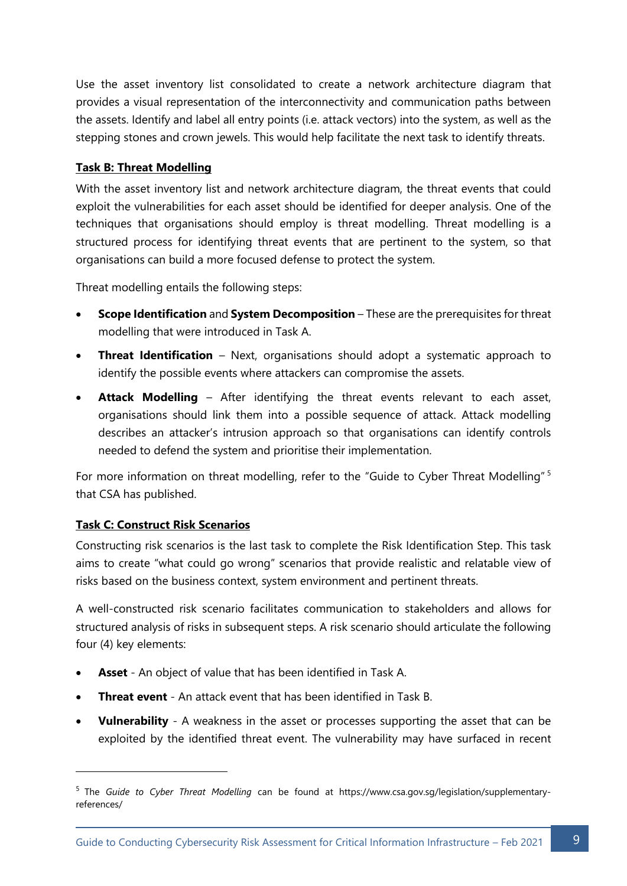Use the asset inventory list consolidated to create a network architecture diagram that provides a visual representation of the interconnectivity and communication paths between the assets. Identify and label all entry points (i.e. attack vectors) into the system, as well as the stepping stones and crown jewels. This would help facilitate the next task to identify threats.

**Task B: Threat Modelling**

With the asset inventory list and network architecture diagram, the threat events that could exploit the vulnerabilities for each asset should be identified for deeper analysis. One of the techniques that organisations should employ is threat modelling. Threat modelling is a structured process for identifying threat events that are pertinent to the system, so that organisations can build a more focused defense to protect the system.

Threat modelling entails the following steps:

- **Scope Identification** and **System Decomposition** – These are the prerequisites for threat modelling that were introduced in Task A.
- **Threat Identification** – Next, organisations should adopt a systematic approach to identify the possible events where attackers can compromise the assets.
- **Attack Modelling** – After identifying the threat events relevant to each asset, organisations should link them into a possible sequence of attack. Attack modelling describes an attacker's intrusion approach so that organisations can identify controls needed to defend the system and prioritise their implementation.

For more information on threat modelling, refer to the "Guide to Cyber Threat Modelling" [5] that CSA has published.

**Task C: Construct Risk Scenarios**

Constructing risk scenarios is the last task to complete the Risk Identification Step. This task aims to create "what could go wrong" scenarios that provide realistic and relatable view of risks based on the business context, system environment and pertinent threats.

A well-constructed risk scenario facilitates communication to stakeholders and allows for structured analysis of risks in subsequent steps. A risk scenario should articulate the following four (4) key elements:

- **Asset** - An object of value that has been identified in Task A.
- **Threat event** - An attack event that has been identified in Task B.
- **Vulnerability** - A weakness in the asset or processes supporting the asset that can be exploited by the identified threat event. The vulnerability may have surfaced in recent

[5] The *Guide to Cyber Threat Modelling* can be found at https://www.csa.gov.sg/legislation/supplementary-references/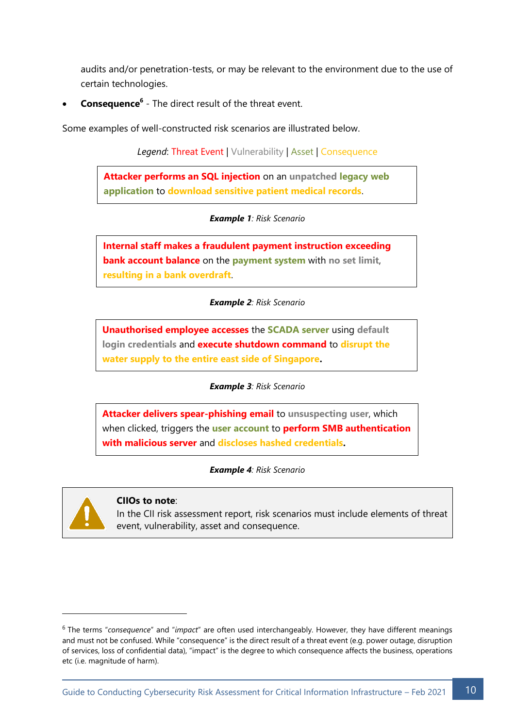audits and/or penetration-tests, or may be relevant to the environment due to the use of certain technologies.

- **Consequence**[6] - The direct result of the threat event.

Some examples of well-constructed risk scenarios are illustrated below.

*Legend*: Threat Event | Vulnerability | Asset | Consequence

> **Attacker performs an SQL injection** on an **unpatched** **legacy web application** to **download sensitive patient medical records**.

***Example 1**: Risk Scenario*

> **Internal staff makes a fraudulent payment instruction exceeding bank account balance** on the **payment system** with **no set limit**, **resulting in a bank overdraft**.

***Example 2**: Risk Scenario*

> **Unauthorised employee accesses** the **SCADA server** using **default login credentials** and **execute shutdown command** to **disrupt the water supply to the entire east side of Singapore.**

***Example 3**: Risk Scenario*

> **Attacker delivers spear-phishing email** to **unsuspecting user**, which when clicked, triggers the **user account** to **perform SMB authentication with malicious server** and **discloses hashed credentials.**

***Example 4**: Risk Scenario*

> **CIIOs to note**:
> In the CII risk assessment report, risk scenarios must include elements of threat event, vulnerability, asset and consequence.

---

[6] The terms "*consequence*" and "*impact*" are often used interchangeably. However, they have different meanings and must not be confused. While "consequence" is the direct result of a threat event (e.g. power outage, disruption of services, loss of confidential data), "impact" is the degree to which consequence affects the business, operations etc (i.e. magnitude of harm).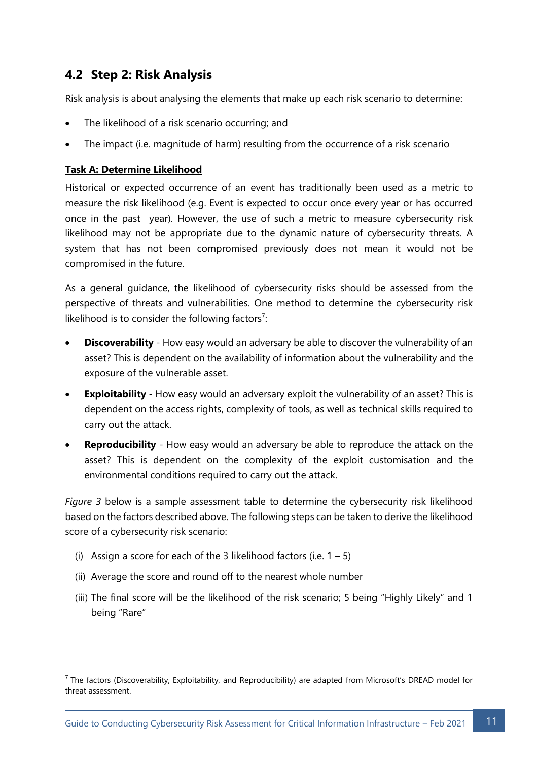## 4.2 Step 2: Risk Analysis

Risk analysis is about analysing the elements that make up each risk scenario to determine:

- The likelihood of a risk scenario occurring; and
- The impact (i.e. magnitude of harm) resulting from the occurrence of a risk scenario

**Task A: Determine Likelihood**

Historical or expected occurrence of an event has traditionally been used as a metric to measure the risk likelihood (e.g. Event is expected to occur once every year or has occurred once in the past year). However, the use of such a metric to measure cybersecurity risk likelihood may not be appropriate due to the dynamic nature of cybersecurity threats. A system that has not been compromised previously does not mean it would not be compromised in the future.

As a general guidance, the likelihood of cybersecurity risks should be assessed from the perspective of threats and vulnerabilities. One method to determine the cybersecurity risk likelihood is to consider the following factors[7]:

- **Discoverability** - How easy would an adversary be able to discover the vulnerability of an asset? This is dependent on the availability of information about the vulnerability and the exposure of the vulnerable asset.
- **Exploitability** - How easy would an adversary exploit the vulnerability of an asset? This is dependent on the access rights, complexity of tools, as well as technical skills required to carry out the attack.
- **Reproducibility** - How easy would an adversary be able to reproduce the attack on the asset? This is dependent on the complexity of the exploit customisation and the environmental conditions required to carry out the attack.

*Figure 3* below is a sample assessment table to determine the cybersecurity risk likelihood based on the factors described above. The following steps can be taken to derive the likelihood score of a cybersecurity risk scenario:

(i) Assign a score for each of the 3 likelihood factors (i.e. 1 – 5)

(ii) Average the score and round off to the nearest whole number

(iii) The final score will be the likelihood of the risk scenario; 5 being "Highly Likely" and 1 being "Rare"

[7] The factors (Discoverability, Exploitability, and Reproducibility) are adapted from Microsoft's DREAD model for threat assessment.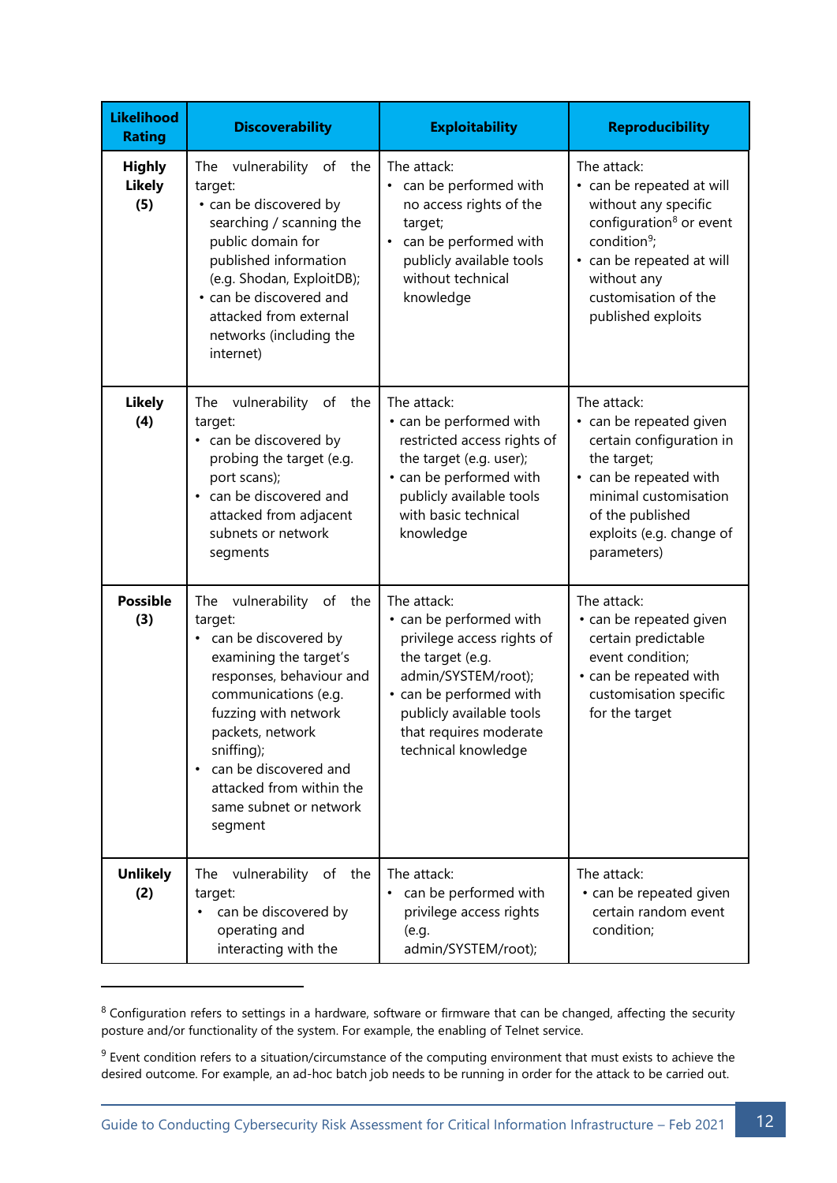| Likelihood Rating | Discoverability | Exploitability | Reproducibility |
|---|---|---|---|
| **Highly Likely (5)** | The vulnerability of the target:<br>• can be discovered by searching / scanning the public domain for published information (e.g. Shodan, ExploitDB);<br>• can be discovered and attacked from external networks (including the internet) | The attack:<br>• can be performed with no access rights of the target;<br>• can be performed with publicly available tools without technical knowledge | The attack:<br>• can be repeated at will without any specific configuration[8] or event condition[9];<br>• can be repeated at will without any customisation of the published exploits |
| **Likely (4)** | The vulnerability of the target:<br>• can be discovered by probing the target (e.g. port scans);<br>• can be discovered and attacked from adjacent subnets or network segments | The attack:<br>• can be performed with restricted access rights of the target (e.g. user);<br>• can be performed with publicly available tools with basic technical knowledge | The attack:<br>• can be repeated given certain configuration in the target;<br>• can be repeated with minimal customisation of the published exploits (e.g. change of parameters) |
| **Possible (3)** | The vulnerability of the target:<br>• can be discovered by examining the target's responses, behaviour and communications (e.g. fuzzing with network packets, network sniffing);<br>• can be discovered and attacked from within the same subnet or network segment | The attack:<br>• can be performed with privilege access rights of the target (e.g. admin/SYSTEM/root);<br>• can be performed with publicly available tools that requires moderate technical knowledge | The attack:<br>• can be repeated given certain predictable event condition;<br>• can be repeated with customisation specific for the target |
| **Unlikely (2)** | The vulnerability of the target:<br>• can be discovered by operating and interacting with the | The attack:<br>• can be performed with privilege access rights (e.g. admin/SYSTEM/root); | The attack:<br>• can be repeated given certain random event condition; |

[8] Configuration refers to settings in a hardware, software or firmware that can be changed, affecting the security posture and/or functionality of the system. For example, the enabling of Telnet service.

[9] Event condition refers to a situation/circumstance of the computing environment that must exists to achieve the desired outcome. For example, an ad-hoc batch job needs to be running in order for the attack to be carried out.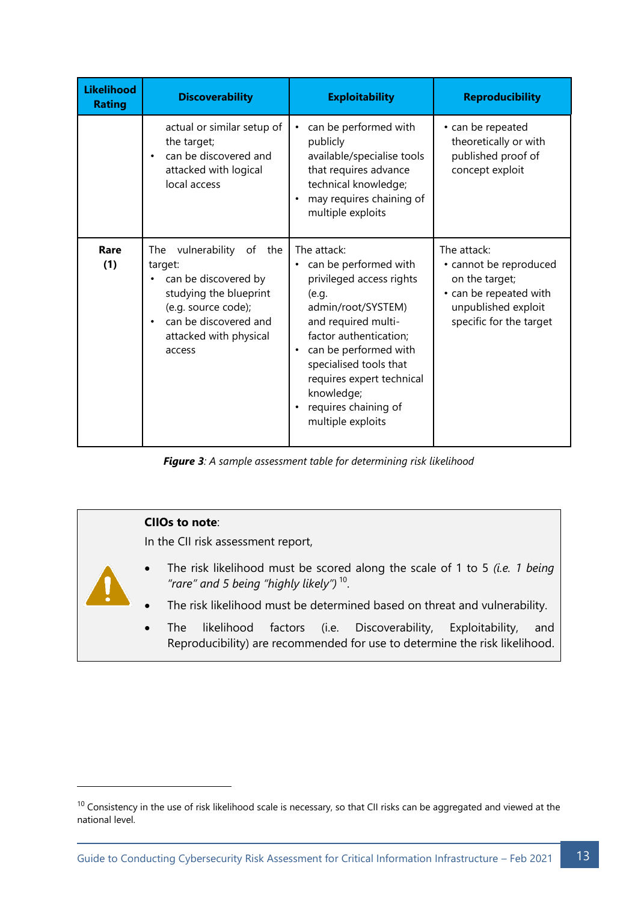| Likelihood Rating | Discoverability | Exploitability | Reproducibility |
|---|---|---|---|
| | actual or similar setup of the target;<br>• can be discovered and attacked with logical local access | • can be performed with publicly available/specialise tools that requires advance technical knowledge;<br>• may requires chaining of multiple exploits | • can be repeated theoretically or with published proof of concept exploit |
| **Rare (1)** | The vulnerability of the target:<br>• can be discovered by studying the blueprint (e.g. source code);<br>• can be discovered and attacked with physical access | The attack:<br>• can be performed with privileged access rights (e.g. admin/root/SYSTEM) and required multi-factor authentication;<br>• can be performed with specialised tools that requires expert technical knowledge;<br>• requires chaining of multiple exploits | The attack:<br>• cannot be reproduced on the target;<br>• can be repeated with unpublished exploit specific for the target |

***Figure 3**: A sample assessment table for determining risk likelihood*

**CIIOs to note**:

In the CII risk assessment report,

- The risk likelihood must be scored along the scale of 1 to 5 *(i.e. 1 being "rare" and 5 being "highly likely")* [10].
- The risk likelihood must be determined based on threat and vulnerability.
- The likelihood factors (i.e. Discoverability, Exploitability, and Reproducibility) are recommended for use to determine the risk likelihood.

[10] Consistency in the use of risk likelihood scale is necessary, so that CII risks can be aggregated and viewed at the national level.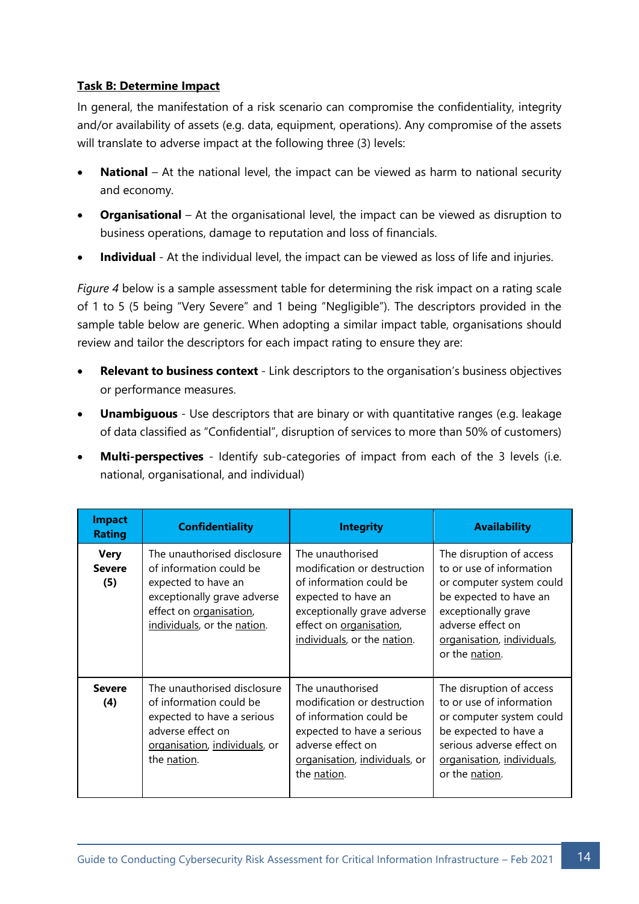**Task B: Determine Impact**

In general, the manifestation of a risk scenario can compromise the confidentiality, integrity and/or availability of assets (e.g. data, equipment, operations). Any compromise of the assets will translate to adverse impact at the following three (3) levels:

- **National** – At the national level, the impact can be viewed as harm to national security and economy.
- **Organisational** – At the organisational level, the impact can be viewed as disruption to business operations, damage to reputation and loss of financials.
- **Individual** - At the individual level, the impact can be viewed as loss of life and injuries.

*Figure 4* below is a sample assessment table for determining the risk impact on a rating scale of 1 to 5 (5 being "Very Severe" and 1 being "Negligible"). The descriptors provided in the sample table below are generic. When adopting a similar impact table, organisations should review and tailor the descriptors for each impact rating to ensure they are:

- **Relevant to business context** - Link descriptors to the organisation's business objectives or performance measures.
- **Unambiguous** - Use descriptors that are binary or with quantitative ranges (e.g. leakage of data classified as "Confidential", disruption of services to more than 50% of customers)
- **Multi-perspectives** - Identify sub-categories of impact from each of the 3 levels (i.e. national, organisational, and individual)

| Impact Rating | Confidentiality | Integrity | Availability |
|---|---|---|---|
| **Very Severe (5)** | The unauthorised disclosure of information could be expected to have an exceptionally grave adverse effect on organisation, individuals, or the nation. | The unauthorised modification or destruction of information could be expected to have an exceptionally grave adverse effect on organisation, individuals, or the nation. | The disruption of access to or use of information or computer system could be expected to have an exceptionally grave adverse effect on organisation, individuals, or the nation. |
| **Severe (4)** | The unauthorised disclosure of information could be expected to have a serious adverse effect on organisation, individuals, or the nation. | The unauthorised modification or destruction of information could be expected to have a serious adverse effect on organisation, individuals, or the nation. | The disruption of access to or use of information or computer system could be expected to have a serious adverse effect on organisation, individuals, or the nation. |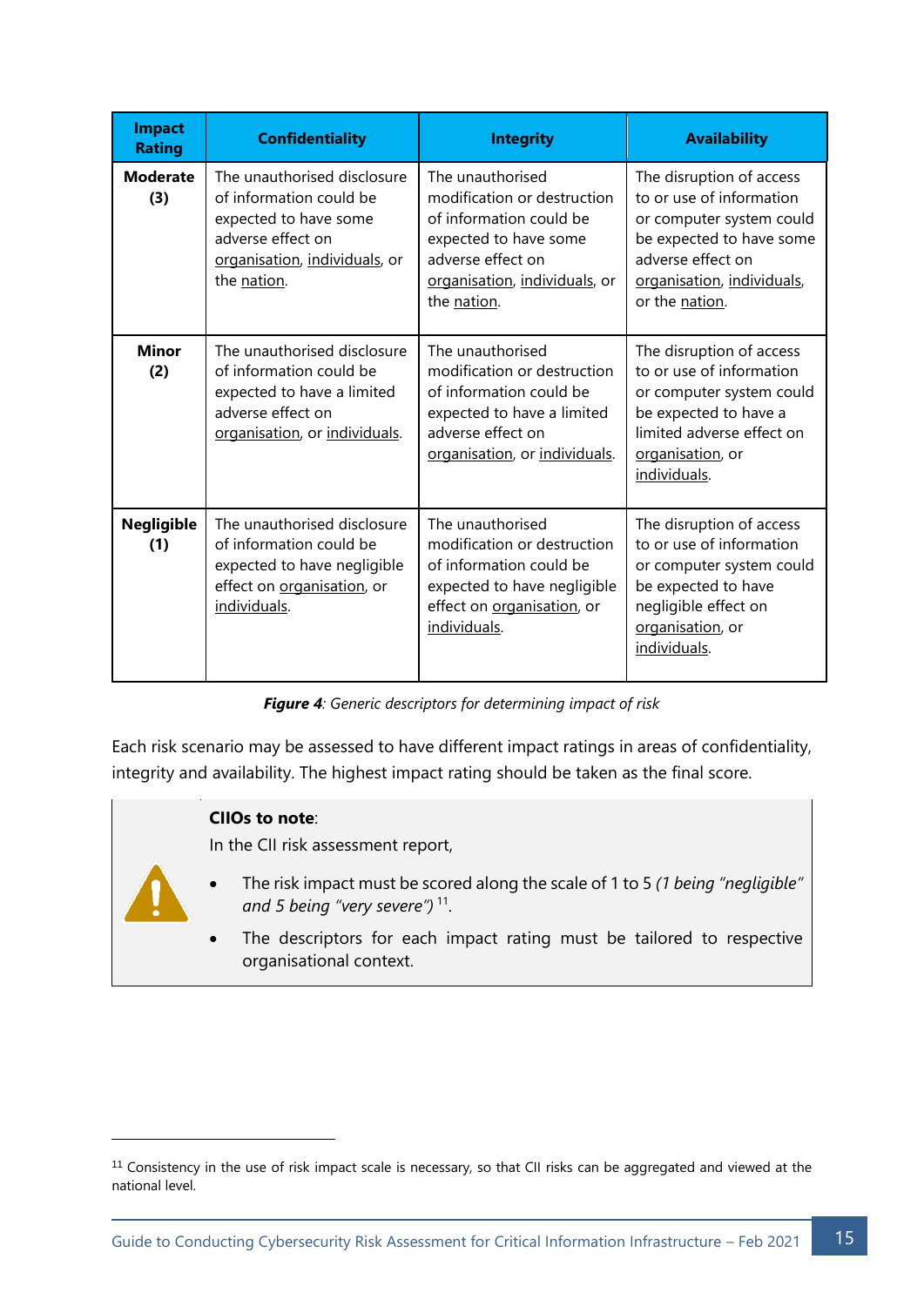| Impact Rating | Confidentiality | Integrity | Availability |
|---|---|---|---|
| **Moderate (3)** | The unauthorised disclosure of information could be expected to have some adverse effect on organisation, individuals, or the nation. | The unauthorised modification or destruction of information could be expected to have some adverse effect on organisation, individuals, or the nation. | The disruption of access to or use of information or computer system could be expected to have some adverse effect on organisation, individuals, or the nation. |
| **Minor (2)** | The unauthorised disclosure of information could be expected to have a limited adverse effect on organisation, or individuals. | The unauthorised modification or destruction of information could be expected to have a limited adverse effect on organisation, or individuals. | The disruption of access to or use of information or computer system could be expected to have a limited adverse effect on organisation, or individuals. |
| **Negligible (1)** | The unauthorised disclosure of information could be expected to have negligible effect on organisation, or individuals. | The unauthorised modification or destruction of information could be expected to have negligible effect on organisation, or individuals. | The disruption of access to or use of information or computer system could be expected to have negligible effect on organisation, or individuals. |

***Figure 4**: Generic descriptors for determining impact of risk*

Each risk scenario may be assessed to have different impact ratings in areas of confidentiality, integrity and availability. The highest impact rating should be taken as the final score.

**CIIOs to note**:

In the CII risk assessment report,

- The risk impact must be scored along the scale of 1 to 5 *(1 being "negligible" and 5 being "very severe")* [11].
- The descriptors for each impact rating must be tailored to respective organisational context.

[11] Consistency in the use of risk impact scale is necessary, so that CII risks can be aggregated and viewed at the national level.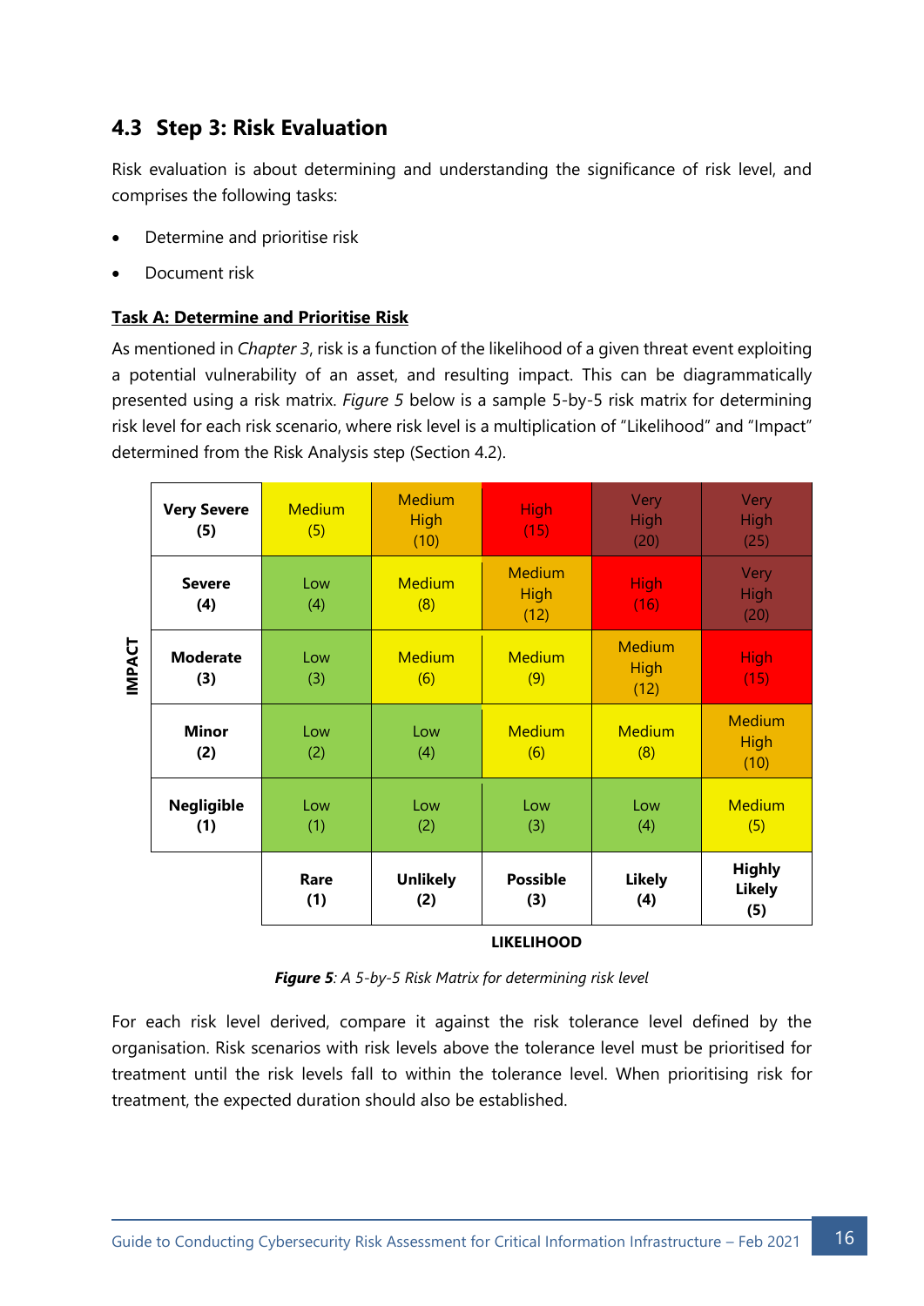## 4.3 Step 3: Risk Evaluation

Risk evaluation is about determining and understanding the significance of risk level, and comprises the following tasks:

- Determine and prioritise risk
- Document risk

**Task A: Determine and Prioritise Risk**

As mentioned in *Chapter 3*, risk is a function of the likelihood of a given threat event exploiting a potential vulnerability of an asset, and resulting impact. This can be diagrammatically presented using a risk matrix. *Figure 5* below is a sample 5-by-5 risk matrix for determining risk level for each risk scenario, where risk level is a multiplication of "Likelihood" and "Impact" determined from the Risk Analysis step (Section 4.2).

| IMPACT | | | | | |
|---|---|---|---|---|---|
| **Very Severe (5)** | Medium (5) | Medium High (10) | High (15) | Very High (20) | Very High (25) |
| **Severe (4)** | Low (4) | Medium (8) | Medium High (12) | High (16) | Very High (20) |
| **Moderate (3)** | Low (3) | Medium (6) | Medium (9) | Medium High (12) | High (15) |
| **Minor (2)** | Low (2) | Low (4) | Medium (6) | Medium (8) | Medium High (10) |
| **Negligible (1)** | Low (1) | Low (2) | Low (3) | Low (4) | Medium (5) |
| | **Rare (1)** | **Unlikely (2)** | **Possible (3)** | **Likely (4)** | **Highly Likely (5)** |
| | | | **LIKELIHOOD** | | |

***Figure 5**: A 5-by-5 Risk Matrix for determining risk level*

For each risk level derived, compare it against the risk tolerance level defined by the organisation. Risk scenarios with risk levels above the tolerance level must be prioritised for treatment until the risk levels fall to within the tolerance level. When prioritising risk for treatment, the expected duration should also be established.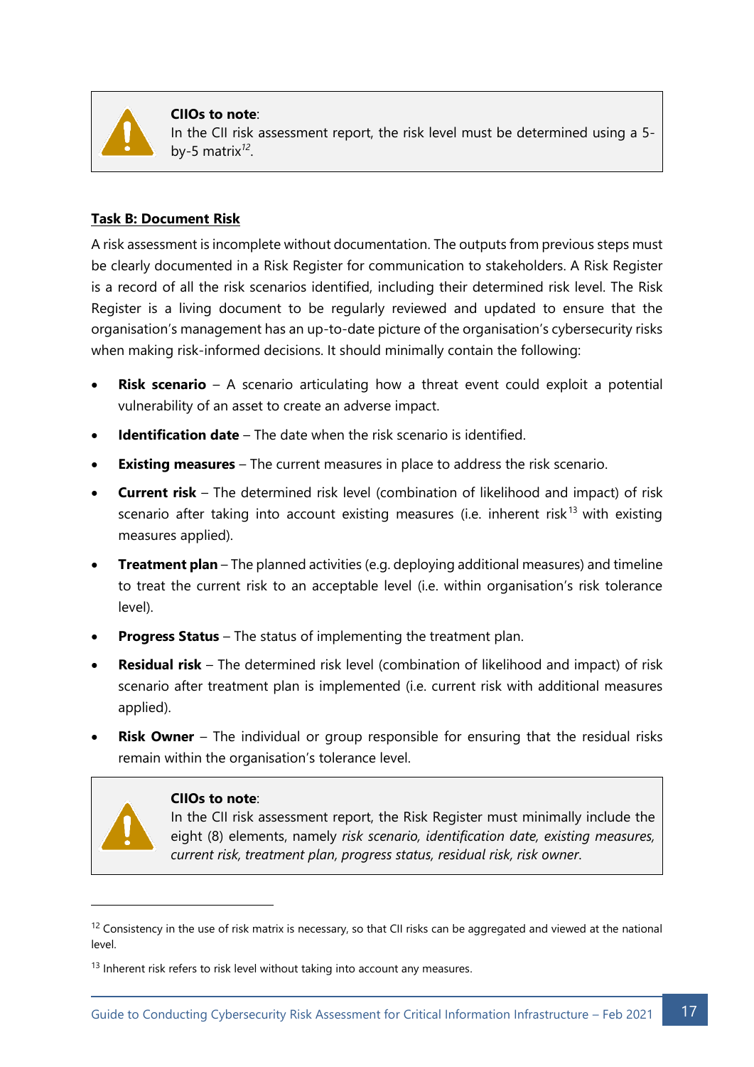> **CIIOs to note**:
> In the CII risk assessment report, the risk level must be determined using a 5-by-5 matrix[12].

**Task B: Document Risk**

A risk assessment is incomplete without documentation. The outputs from previous steps must be clearly documented in a Risk Register for communication to stakeholders. A Risk Register is a record of all the risk scenarios identified, including their determined risk level. The Risk Register is a living document to be regularly reviewed and updated to ensure that the organisation's management has an up-to-date picture of the organisation's cybersecurity risks when making risk-informed decisions. It should minimally contain the following:

- **Risk scenario** – A scenario articulating how a threat event could exploit a potential vulnerability of an asset to create an adverse impact.
- **Identification date** – The date when the risk scenario is identified.
- **Existing measures** – The current measures in place to address the risk scenario.
- **Current risk** – The determined risk level (combination of likelihood and impact) of risk scenario after taking into account existing measures (i.e. inherent risk[13] with existing measures applied).
- **Treatment plan** – The planned activities (e.g. deploying additional measures) and timeline to treat the current risk to an acceptable level (i.e. within organisation's risk tolerance level).
- **Progress Status** – The status of implementing the treatment plan.
- **Residual risk** – The determined risk level (combination of likelihood and impact) of risk scenario after treatment plan is implemented (i.e. current risk with additional measures applied).
- **Risk Owner** – The individual or group responsible for ensuring that the residual risks remain within the organisation's tolerance level.

> **CIIOs to note**:
> In the CII risk assessment report, the Risk Register must minimally include the eight (8) elements, namely *risk scenario, identification date, existing measures, current risk, treatment plan, progress status, residual risk, risk owner*.

---

[12] Consistency in the use of risk matrix is necessary, so that CII risks can be aggregated and viewed at the national level.

[13] Inherent risk refers to risk level without taking into account any measures.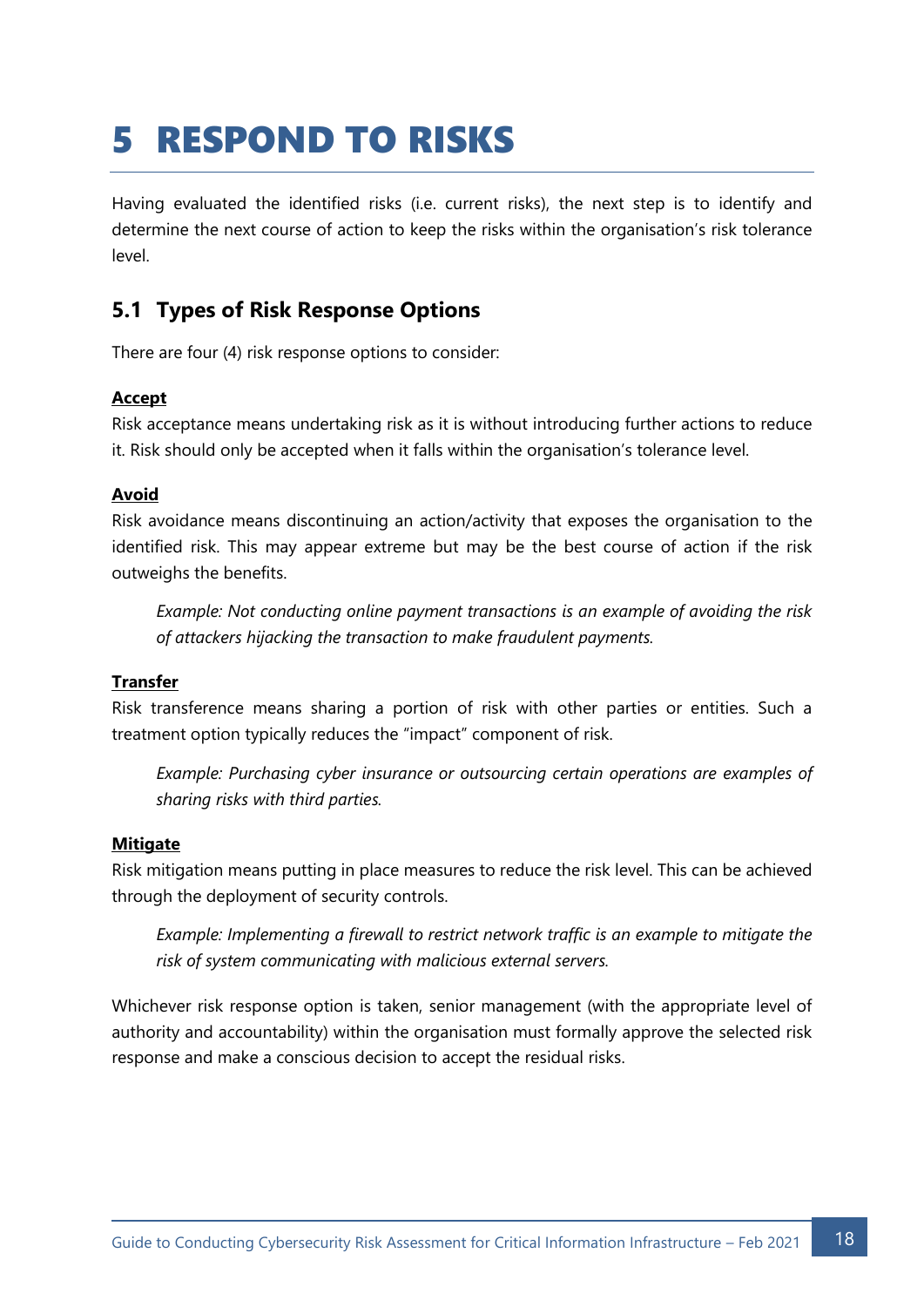# 5 RESPOND TO RISKS

Having evaluated the identified risks (i.e. current risks), the next step is to identify and determine the next course of action to keep the risks within the organisation's risk tolerance level.

## 5.1 Types of Risk Response Options

There are four (4) risk response options to consider:

**Accept**

Risk acceptance means undertaking risk as it is without introducing further actions to reduce it. Risk should only be accepted when it falls within the organisation's tolerance level.

**Avoid**

Risk avoidance means discontinuing an action/activity that exposes the organisation to the identified risk. This may appear extreme but may be the best course of action if the risk outweighs the benefits.

> *Example: Not conducting online payment transactions is an example of avoiding the risk of attackers hijacking the transaction to make fraudulent payments.*

**Transfer**

Risk transference means sharing a portion of risk with other parties or entities. Such a treatment option typically reduces the "impact" component of risk.

> *Example: Purchasing cyber insurance or outsourcing certain operations are examples of sharing risks with third parties.*

**Mitigate**

Risk mitigation means putting in place measures to reduce the risk level. This can be achieved through the deployment of security controls.

> *Example: Implementing a firewall to restrict network traffic is an example to mitigate the risk of system communicating with malicious external servers.*

Whichever risk response option is taken, senior management (with the appropriate level of authority and accountability) within the organisation must formally approve the selected risk response and make a conscious decision to accept the residual risks.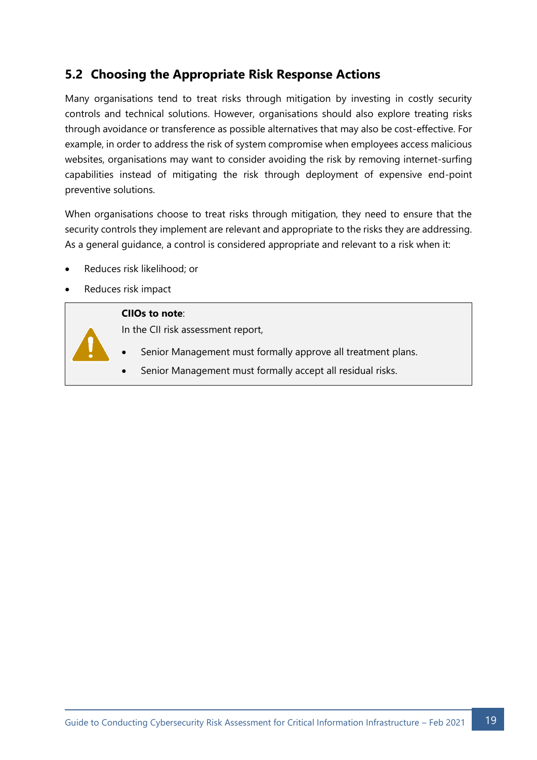## 5.2 Choosing the Appropriate Risk Response Actions

Many organisations tend to treat risks through mitigation by investing in costly security controls and technical solutions. However, organisations should also explore treating risks through avoidance or transference as possible alternatives that may also be cost-effective. For example, in order to address the risk of system compromise when employees access malicious websites, organisations may want to consider avoiding the risk by removing internet-surfing capabilities instead of mitigating the risk through deployment of expensive end-point preventive solutions.

When organisations choose to treat risks through mitigation, they need to ensure that the security controls they implement are relevant and appropriate to the risks they are addressing. As a general guidance, a control is considered appropriate and relevant to a risk when it:

- Reduces risk likelihood; or
- Reduces risk impact

> **CIIOs to note**:
>
> In the CII risk assessment report,
>
> - Senior Management must formally approve all treatment plans.
> - Senior Management must formally accept all residual risks.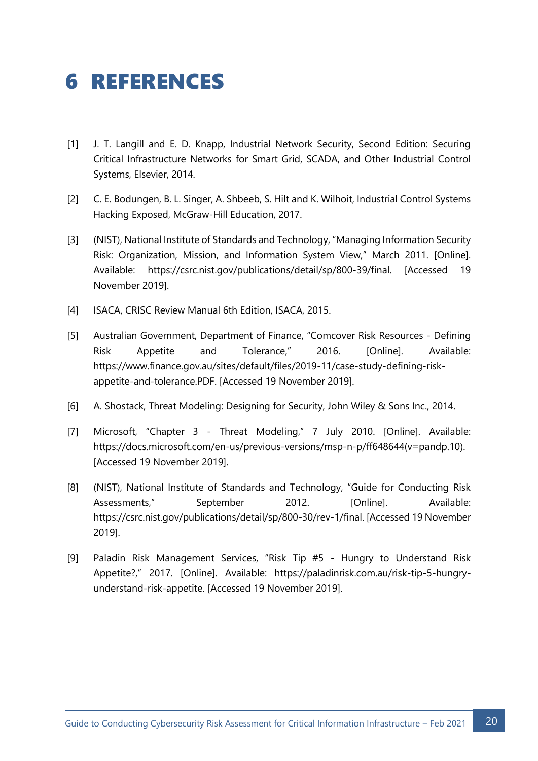# 6 REFERENCES

[1] J. T. Langill and E. D. Knapp, Industrial Network Security, Second Edition: Securing Critical Infrastructure Networks for Smart Grid, SCADA, and Other Industrial Control Systems, Elsevier, 2014.

[2] C. E. Bodungen, B. L. Singer, A. Shbeeb, S. Hilt and K. Wilhoit, Industrial Control Systems Hacking Exposed, McGraw-Hill Education, 2017.

[3] (NIST), National Institute of Standards and Technology, "Managing Information Security Risk: Organization, Mission, and Information System View," March 2011. [Online]. Available: https://csrc.nist.gov/publications/detail/sp/800-39/final. [Accessed 19 November 2019].

[4] ISACA, CRISC Review Manual 6th Edition, ISACA, 2015.

[5] Australian Government, Department of Finance, "Comcover Risk Resources - Defining Risk Appetite and Tolerance," 2016. [Online]. Available: https://www.finance.gov.au/sites/default/files/2019-11/case-study-defining-risk-appetite-and-tolerance.PDF. [Accessed 19 November 2019].

[6] A. Shostack, Threat Modeling: Designing for Security, John Wiley & Sons Inc., 2014.

[7] Microsoft, "Chapter 3 - Threat Modeling," 7 July 2010. [Online]. Available: https://docs.microsoft.com/en-us/previous-versions/msp-n-p/ff648644(v=pandp.10). [Accessed 19 November 2019].

[8] (NIST), National Institute of Standards and Technology, "Guide for Conducting Risk Assessments," September 2012. [Online]. Available: https://csrc.nist.gov/publications/detail/sp/800-30/rev-1/final. [Accessed 19 November 2019].

[9] Paladin Risk Management Services, "Risk Tip #5 - Hungry to Understand Risk Appetite?," 2017. [Online]. Available: https://paladinrisk.com.au/risk-tip-5-hungry-understand-risk-appetite. [Accessed 19 November 2019].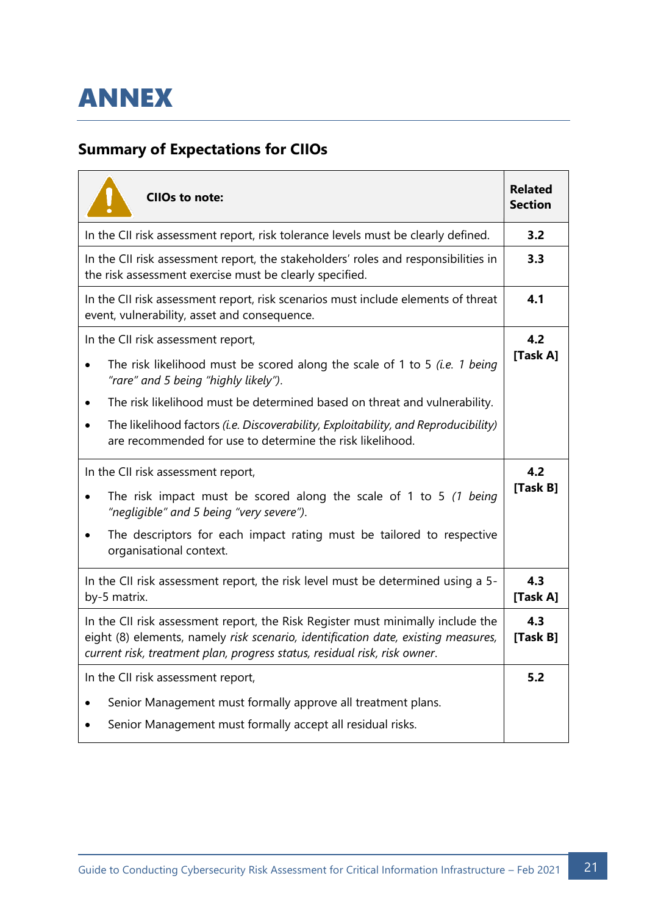# ANNEX

## Summary of Expectations for CIIOs

| CIIOs to note: | Related Section |
|---|---|
| In the CII risk assessment report, risk tolerance levels must be clearly defined. | **3.2** |
| In the CII risk assessment report, the stakeholders' roles and responsibilities in the risk assessment exercise must be clearly specified. | **3.3** |
| In the CII risk assessment report, risk scenarios must include elements of threat event, vulnerability, asset and consequence. | **4.1** |
| In the CII risk assessment report,<br>• The risk likelihood must be scored along the scale of 1 to 5 *(i.e. 1 being "rare" and 5 being "highly likely")*.<br>• The risk likelihood must be determined based on threat and vulnerability.<br>• The likelihood factors *(i.e. Discoverability, Exploitability, and Reproducibility)* are recommended for use to determine the risk likelihood. | **4.2 [Task A]** |
| In the CII risk assessment report,<br>• The risk impact must be scored along the scale of 1 to 5 *(1 being "negligible" and 5 being "very severe")*.<br>• The descriptors for each impact rating must be tailored to respective organisational context. | **4.2 [Task B]** |
| In the CII risk assessment report, the risk level must be determined using a 5-by-5 matrix. | **4.3 [Task A]** |
| In the CII risk assessment report, the Risk Register must minimally include the eight (8) elements, namely *risk scenario, identification date, existing measures, current risk, treatment plan, progress status, residual risk, risk owner*. | **4.3 [Task B]** |
| In the CII risk assessment report,<br>• Senior Management must formally approve all treatment plans.<br>• Senior Management must formally accept all residual risks. | **5.2** |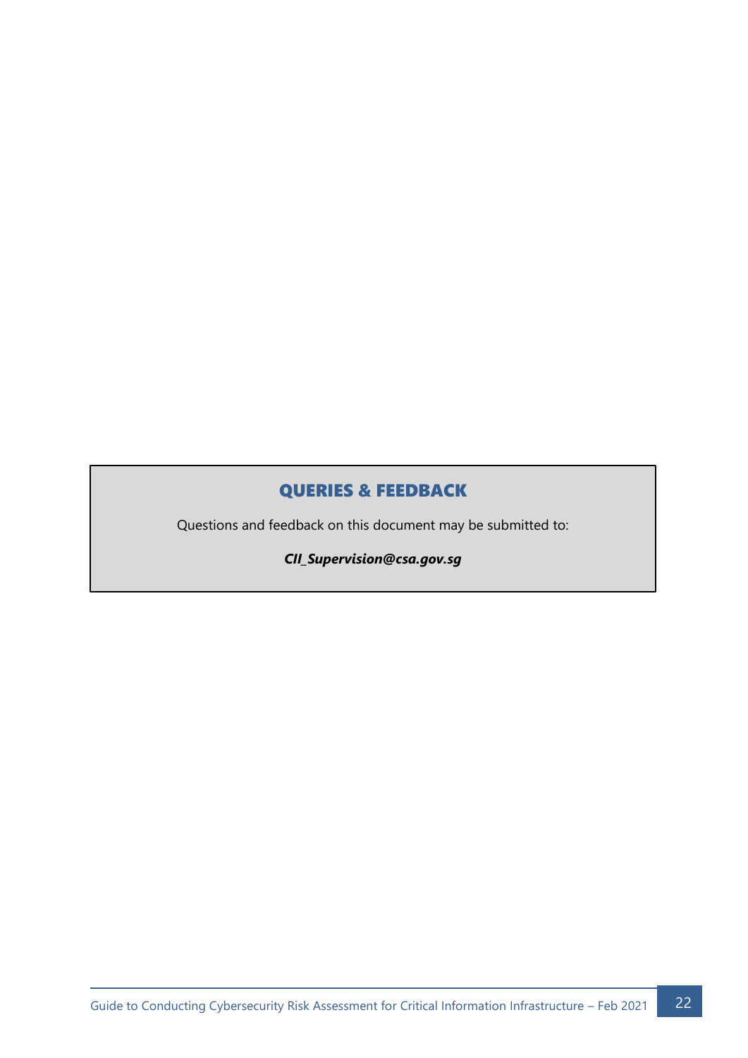## QUERIES & FEEDBACK

Questions and feedback on this document may be submitted to:

***CII_Supervision@csa.gov.sg***